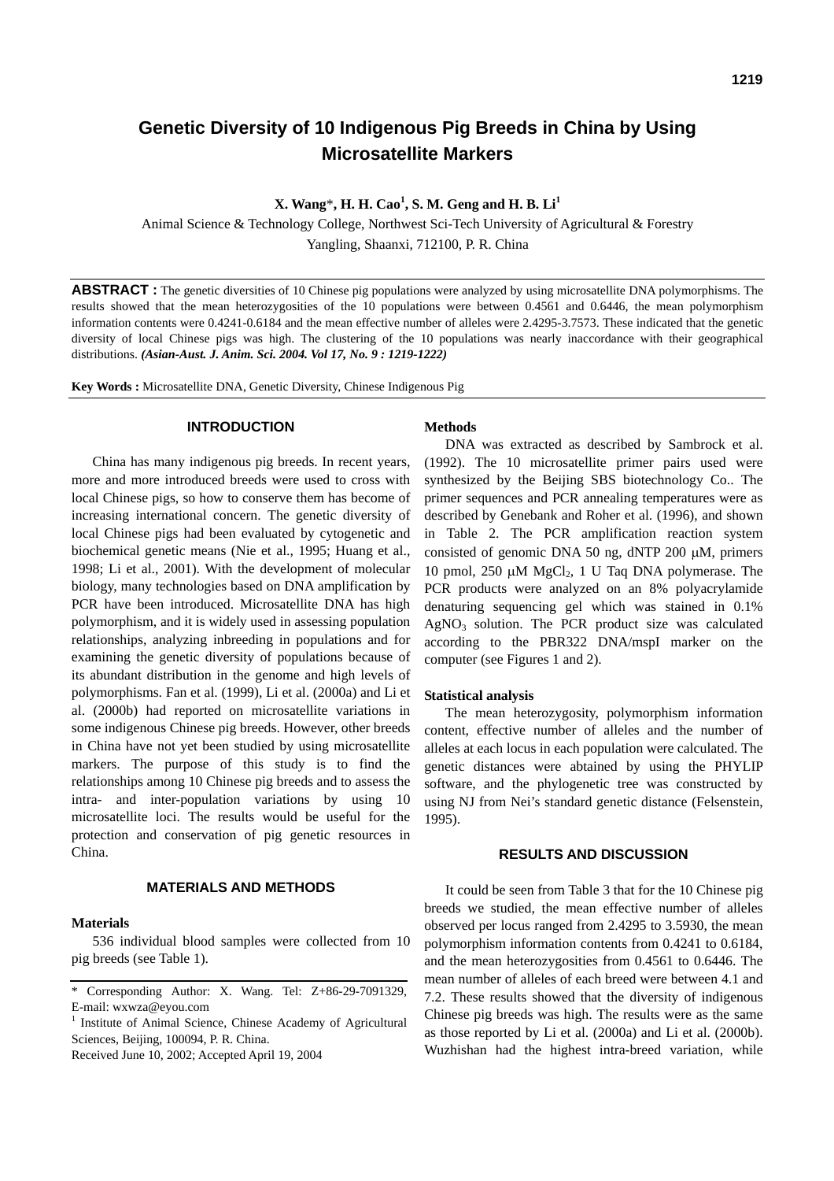# Genetic Diversity of 10 Indigenous Pig Breeds in China by Using Microsatellite Markers

**X. Wang*, H. H. Cao[1], S. M. Geng and H. B. Li[1]**

Animal Science & Technology College, Northwest Sci-Tech University of Agricultural & Forestry
Yangling, Shaanxi, 712100, P. R. China

**ABSTRACT :** The genetic diversities of 10 Chinese pig populations were analyzed by using microsatellite DNA polymorphisms. The results showed that the mean heterozygosities of the 10 populations were between 0.4561 and 0.6446, the mean polymorphism information contents were 0.4241-0.6184 and the mean effective number of alleles were 2.4295-3.7573. These indicated that the genetic diversity of local Chinese pigs was high. The clustering of the 10 populations was nearly inaccordance with their geographical distributions. ***(Asian-Aust. J. Anim. Sci. 2004. Vol 17, No. 9 : 1219-1222)***

**Key Words :** Microsatellite DNA, Genetic Diversity, Chinese Indigenous Pig

## INTRODUCTION

China has many indigenous pig breeds. In recent years, more and more introduced breeds were used to cross with local Chinese pigs, so how to conserve them has become of increasing international concern. The genetic diversity of local Chinese pigs had been evaluated by cytogenetic and biochemical genetic means (Nie et al., 1995; Huang et al., 1998; Li et al., 2001). With the development of molecular biology, many technologies based on DNA amplification by PCR have been introduced. Microsatellite DNA has high polymorphism, and it is widely used in assessing population relationships, analyzing inbreeding in populations and for examining the genetic diversity of populations because of its abundant distribution in the genome and high levels of polymorphisms. Fan et al. (1999), Li et al. (2000a) and Li et al. (2000b) had reported on microsatellite variations in some indigenous Chinese pig breeds. However, other breeds in China have not yet been studied by using microsatellite markers. The purpose of this study is to find the relationships among 10 Chinese pig breeds and to assess the intra- and inter-population variations by using 10 microsatellite loci. The results would be useful for the protection and conservation of pig genetic resources in China.

## MATERIALS AND METHODS

### Materials

536 individual blood samples were collected from 10 pig breeds (see Table 1).

### Methods

DNA was extracted as described by Sambrock et al. (1992). The 10 microsatellite primer pairs used were synthesized by the Beijing SBS biotechnology Co.. The primer sequences and PCR annealing temperatures were as described by Genebank and Roher et al. (1996), and shown in Table 2. The PCR amplification reaction system consisted of genomic DNA 50 ng, dNTP 200 μM, primers 10 pmol, 250 μM $MgCl_2$, 1 U Taq DNA polymerase. The PCR products were analyzed on an 8% polyacrylamide denaturing sequencing gel which was stained in 0.1% $AgNO_3$ solution. The PCR product size was calculated according to the PBR322 DNA/mspI marker on the computer (see Figures 1 and 2).

### Statistical analysis

The mean heterozygosity, polymorphism information content, effective number of alleles and the number of alleles at each locus in each population were calculated. The genetic distances were abtained by using the PHYLIP software, and the phylogenetic tree was constructed by using NJ from Nei's standard genetic distance (Felsenstein, 1995).

## RESULTS AND DISCUSSION

It could be seen from Table 3 that for the 10 Chinese pig breeds we studied, the mean effective number of alleles observed per locus ranged from 2.4295 to 3.5930, the mean polymorphism information contents from 0.4241 to 0.6184, and the mean heterozygosities from 0.4561 to 0.6446. The mean number of alleles of each breed were between 4.1 and 7.2. These results showed that the diversity of indigenous Chinese pig breeds was high. The results were as the same as those reported by Li et al. (2000a) and Li et al. (2000b). Wuzhishan had the highest intra-breed variation, while

\* Corresponding Author: X. Wang. Tel: Z+86-29-7091329, E-mail: wxwza@eyou.com

[1] Institute of Animal Science, Chinese Academy of Agricultural Sciences, Beijing, 100094, P. R. China.

Received June 10, 2002; Accepted April 19, 2004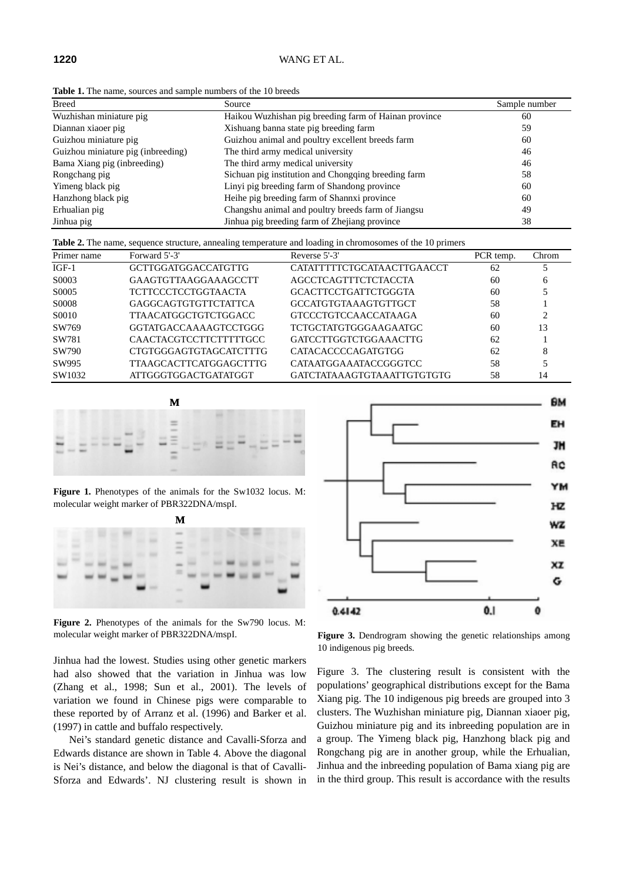**Table 1.** The name, sources and sample numbers of the 10 breeds

| Breed | Source | Sample number |
|---|---|---|
| Wuzhishan miniature pig | Haikou Wuzhishan pig breeding farm of Hainan province | 60 |
| Diannan xiaoer pig | Xishuang banna state pig breeding farm | 59 |
| Guizhou miniature pig | Guizhou animal and poultry excellent breeds farm | 60 |
| Guizhou miniature pig (inbreeding) | The third army medical university | 46 |
| Bama Xiang pig (inbreeding) | The third army medical university | 46 |
| Rongchang pig | Sichuan pig institution and Chongqing breeding farm | 58 |
| Yimeng black pig | Linyi pig breeding farm of Shandong province | 60 |
| Hanzhong black pig | Heihe pig breeding farm of Shannxi province | 60 |
| Erhualian pig | Changshu animal and poultry breeds farm of Jiangsu | 49 |
| Jinhua pig | Jinhua pig breeding farm of Zhejiang province | 38 |

**Table 2.** The name, sequence structure, annealing temperature and loading in chromosomes of the 10 primers

| Primer name | Forward 5'-3' | Reverse 5'-3' | PCR temp. | Chrom |
|---|---|---|---|---|
| IGF-1 | GCTTGGATGGACCATGTTG | CATATTTTTCTGCATAACTTGAACCT | 62 | 5 |
| S0003 | GAAGTGTTAAGGAAAGCCTT | AGCCTCAGTTTCTCTACCTA | 60 | 6 |
| S0005 | TCTTCCCTCCTGGTAACTA | GCACTTCCTGATTCTGGGTA | 60 | 5 |
| S0008 | GAGGCAGTGTGTTCTATTCA | GCCATGTGTAAAGTGTTGCT | 58 | 1 |
| S0010 | TTAACATGGCTGTCTGGACC | GTCCCTGTCCAACCATAAGA | 60 | 2 |
| SW769 | GGTATGACCAAAAGTCCTGGG | TCTGCTATGTGGGAAGAATGC | 60 | 13 |
| SW781 | CAACTACGTCCTTCTTTTTGCC | GATCCTTGGTCTGGAAACTTG | 62 | 1 |
| SW790 | CTGTGGGAGTGTAGCATCTTTG | CATACACCCCAGATGTGG | 62 | 8 |
| SW995 | TTAAGCACTTCATGGAGCTTTG | CATAATGGAAATACCGGGTCC | 58 | 5 |
| SW1032 | ATTGGGTGGACTGATATGGT | GATCTATAAAGTGTAAATTGTGTGTG | 58 | 14 |

**Figure 1.** Phenotypes of the animals for the Sw1032 locus. M: molecular weight marker of PBR322DNA/mspI.

**Figure 2.** Phenotypes of the animals for the Sw790 locus. M: molecular weight marker of PBR322DNA/mspI.

**Figure 3.** Dendrogram showing the genetic relationships among 10 indigenous pig breeds.

Jinhua had the lowest. Studies using other genetic markers had also showed that the variation in Jinhua was low (Zhang et al., 1998; Sun et al., 2001). The levels of variation we found in Chinese pigs were comparable to these reported by of Arranz et al. (1996) and Barker et al. (1997) in cattle and buffalo respectively.

Nei's standard genetic distance and Cavalli-Sforza and Edwards distance are shown in Table 4. Above the diagonal is Nei's distance, and below the diagonal is that of Cavalli-Sforza and Edwards'. NJ clustering result is shown in Figure 3. The clustering result is consistent with the populations' geographical distributions except for the Bama Xiang pig. The 10 indigenous pig breeds are grouped into 3 clusters. The Wuzhishan miniature pig, Diannan xiaoer pig, Guizhou miniature pig and its inbreeding population are in a group. The Yimeng black pig, Hanzhong black pig and Rongchang pig are in another group, while the Erhualian, Jinhua and the inbreeding population of Bama xiang pig are in the third group. This result is accordance with the results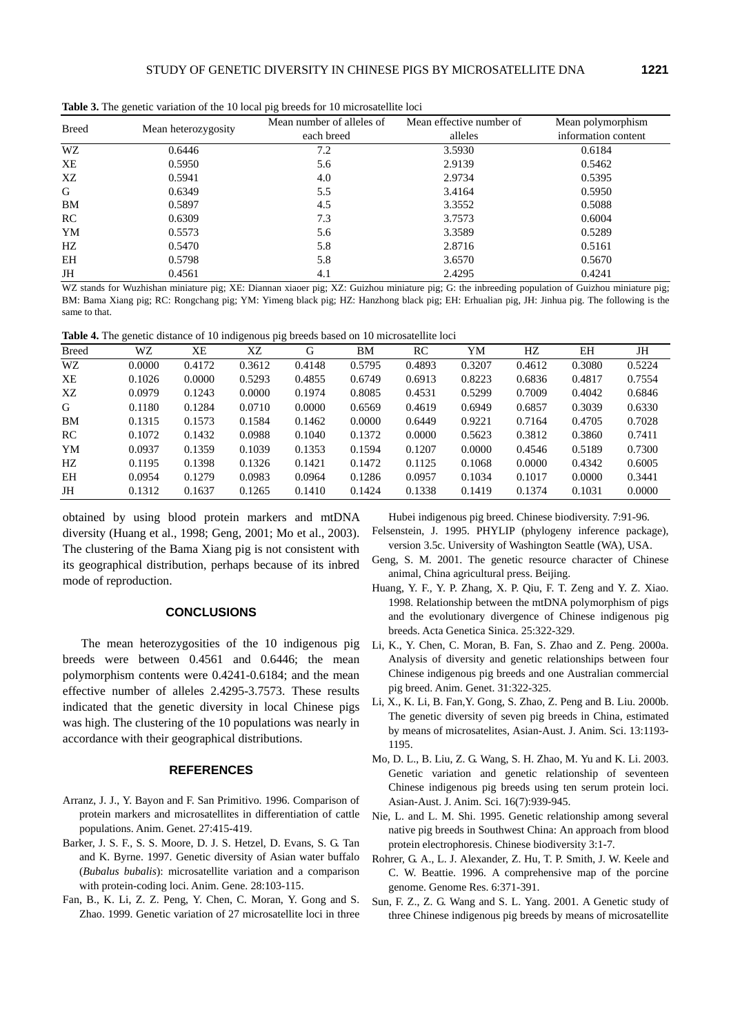**Table 3.** The genetic variation of the 10 local pig breeds for 10 microsatellite loci

| Breed | Mean heterozygosity | Mean number of alleles of each breed | Mean effective number of alleles | Mean polymorphism information content |
|---|---|---|---|---|
| WZ | 0.6446 | 7.2 | 3.5930 | 0.6184 |
| XE | 0.5950 | 5.6 | 2.9139 | 0.5462 |
| XZ | 0.5941 | 4.0 | 2.9734 | 0.5395 |
| G | 0.6349 | 5.5 | 3.4164 | 0.5950 |
| BM | 0.5897 | 4.5 | 3.3552 | 0.5088 |
| RC | 0.6309 | 7.3 | 3.7573 | 0.6004 |
| YM | 0.5573 | 5.6 | 3.3589 | 0.5289 |
| HZ | 0.5470 | 5.8 | 2.8716 | 0.5161 |
| EH | 0.5798 | 5.8 | 3.6570 | 0.5670 |
| JH | 0.4561 | 4.1 | 2.4295 | 0.4241 |

WZ stands for Wuzhishan miniature pig; XE: Diannan xiaoer pig; XZ: Guizhou miniature pig; G: the inbreeding population of Guizhou miniature pig; BM: Bama Xiang pig; RC: Rongchang pig; YM: Yimeng black pig; HZ: Hanzhong black pig; EH: Erhualian pig, JH: Jinhua pig. The following is the same to that.

**Table 4.** The genetic distance of 10 indigenous pig breeds based on 10 microsatellite loci

| Breed | WZ | XE | XZ | G | BM | RC | YM | HZ | EH | JH |
|---|---|---|---|---|---|---|---|---|---|---|
| WZ | 0.0000 | 0.4172 | 0.3612 | 0.4148 | 0.5795 | 0.4893 | 0.3207 | 0.4612 | 0.3080 | 0.5224 |
| XE | 0.1026 | 0.0000 | 0.5293 | 0.4855 | 0.6749 | 0.6913 | 0.8223 | 0.6836 | 0.4817 | 0.7554 |
| XZ | 0.0979 | 0.1243 | 0.0000 | 0.1974 | 0.8085 | 0.4531 | 0.5299 | 0.7009 | 0.4042 | 0.6846 |
| G | 0.1180 | 0.1284 | 0.0710 | 0.0000 | 0.6569 | 0.4619 | 0.6949 | 0.6857 | 0.3039 | 0.6330 |
| BM | 0.1315 | 0.1573 | 0.1584 | 0.1462 | 0.0000 | 0.6449 | 0.9221 | 0.7164 | 0.4705 | 0.7028 |
| RC | 0.1072 | 0.1432 | 0.0988 | 0.1040 | 0.1372 | 0.0000 | 0.5623 | 0.3812 | 0.3860 | 0.7411 |
| YM | 0.0937 | 0.1359 | 0.1039 | 0.1353 | 0.1594 | 0.1207 | 0.0000 | 0.4546 | 0.5189 | 0.7300 |
| HZ | 0.1195 | 0.1398 | 0.1326 | 0.1421 | 0.1472 | 0.1125 | 0.1068 | 0.0000 | 0.4342 | 0.6005 |
| EH | 0.0954 | 0.1279 | 0.0983 | 0.0964 | 0.1286 | 0.0957 | 0.1034 | 0.1017 | 0.0000 | 0.3441 |
| JH | 0.1312 | 0.1637 | 0.1265 | 0.1410 | 0.1424 | 0.1338 | 0.1419 | 0.1374 | 0.1031 | 0.0000 |

obtained by using blood protein markers and mtDNA diversity (Huang et al., 1998; Geng, 2001; Mo et al., 2003). The clustering of the Bama Xiang pig is not consistent with its geographical distribution, perhaps because of its inbred mode of reproduction.

## CONCLUSIONS

The mean heterozygosities of the 10 indigenous pig breeds were between 0.4561 and 0.6446; the mean polymorphism contents were 0.4241-0.6184; and the mean effective number of alleles 2.4295-3.7573. These results indicated that the genetic diversity in local Chinese pigs was high. The clustering of the 10 populations was nearly in accordance with their geographical distributions.

## REFERENCES

Arranz, J. J., Y. Bayon and F. San Primitivo. 1996. Comparison of protein markers and microsatellites in differentiation of cattle populations. Anim. Genet. 27:415-419.

Barker, J. S. F., S. S. Moore, D. J. S. Hetzel, D. Evans, S. G. Tan and K. Byrne. 1997. Genetic diversity of Asian water buffalo (*Bubalus bubalis*): microsatellite variation and a comparison with protein-coding loci. Anim. Gene. 28:103-115.

Fan, B., K. Li, Z. Z. Peng, Y. Chen, C. Moran, Y. Gong and S. Zhao. 1999. Genetic variation of 27 microsatellite loci in three Hubei indigenous pig breed. Chinese biodiversity. 7:91-96.

Felsenstein, J. 1995. PHYLIP (phylogeny inference package), version 3.5c. University of Washington Seattle (WA), USA.

Geng, S. M. 2001. The genetic resource character of Chinese animal, China agricultural press. Beijing.

Huang, Y. F., Y. P. Zhang, X. P. Qiu, F. T. Zeng and Y. Z. Xiao. 1998. Relationship between the mtDNA polymorphism of pigs and the evolutionary divergence of Chinese indigenous pig breeds. Acta Genetica Sinica. 25:322-329.

Li, K., Y. Chen, C. Moran, B. Fan, S. Zhao and Z. Peng. 2000a. Analysis of diversity and genetic relationships between four Chinese indigenous pig breeds and one Australian commercial pig breed. Anim. Genet. 31:322-325.

Li, X., K. Li, B. Fan,Y. Gong, S. Zhao, Z. Peng and B. Liu. 2000b. The genetic diversity of seven pig breeds in China, estimated by means of microsatelites, Asian-Aust. J. Anim. Sci. 13:1193-1195.

Mo, D. L., B. Liu, Z. G. Wang, S. H. Zhao, M. Yu and K. Li. 2003. Genetic variation and genetic relationship of seventeen Chinese indigenous pig breeds using ten serum protein loci. Asian-Aust. J. Anim. Sci. 16(7):939-945.

Nie, L. and L. M. Shi. 1995. Genetic relationship among several native pig breeds in Southwest China: An approach from blood protein electrophoresis. Chinese biodiversity 3:1-7.

Rohrer, G. A., L. J. Alexander, Z. Hu, T. P. Smith, J. W. Keele and C. W. Beattie. 1996. A comprehensive map of the porcine genome. Genome Res. 6:371-391.

Sun, F. Z., Z. G. Wang and S. L. Yang. 2001. A Genetic study of three Chinese indigenous pig breeds by means of microsatellite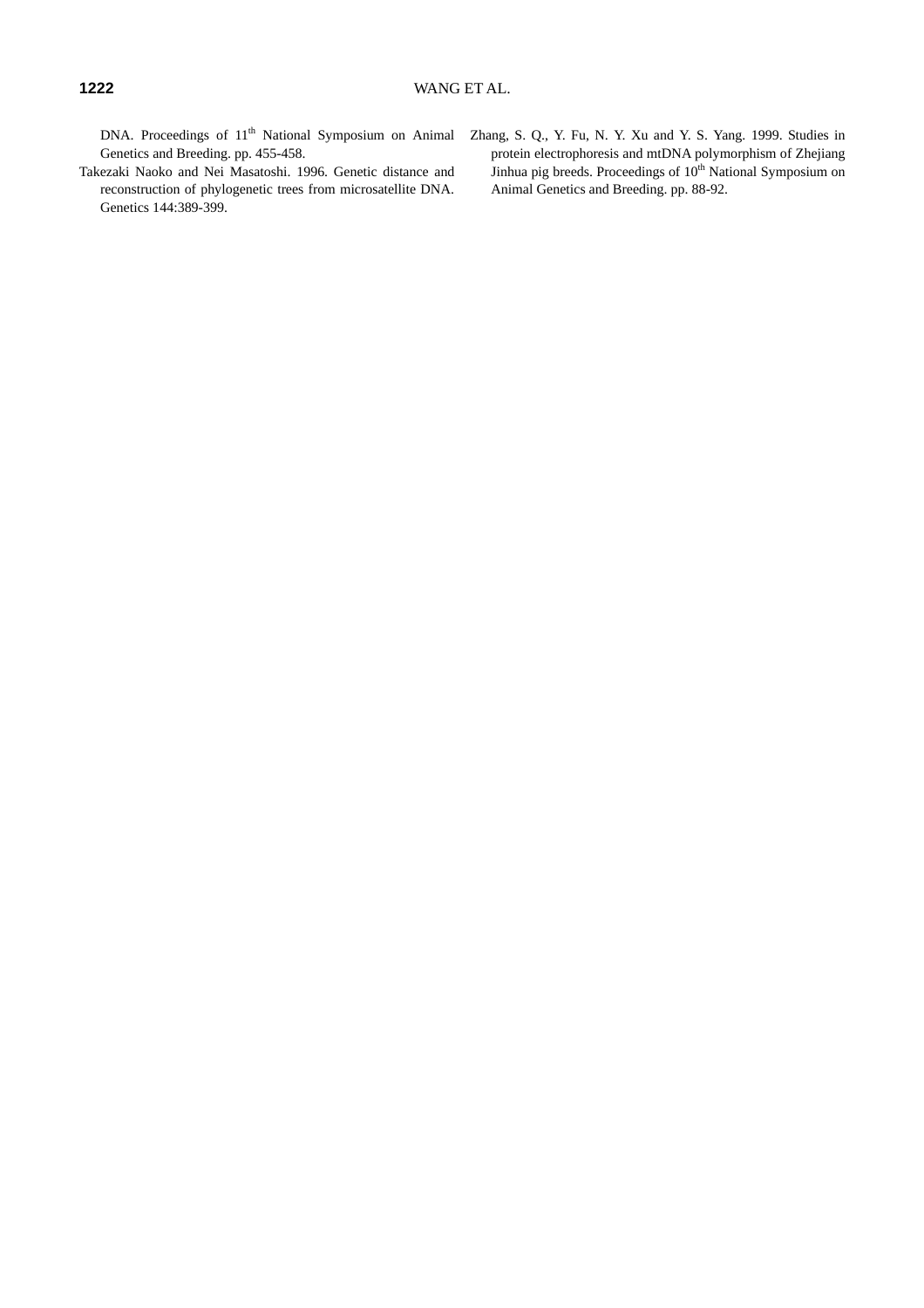DNA. Proceedings of 11th National Symposium on Animal Genetics and Breeding. pp. 455-458.

Takezaki Naoko and Nei Masatoshi. 1996. Genetic distance and reconstruction of phylogenetic trees from microsatellite DNA. Genetics 144:389-399.

Zhang, S. Q., Y. Fu, N. Y. Xu and Y. S. Yang. 1999. Studies in protein electrophoresis and mtDNA polymorphism of Zhejiang Jinhua pig breeds. Proceedings of 10th National Symposium on Animal Genetics and Breeding. pp. 88-92.